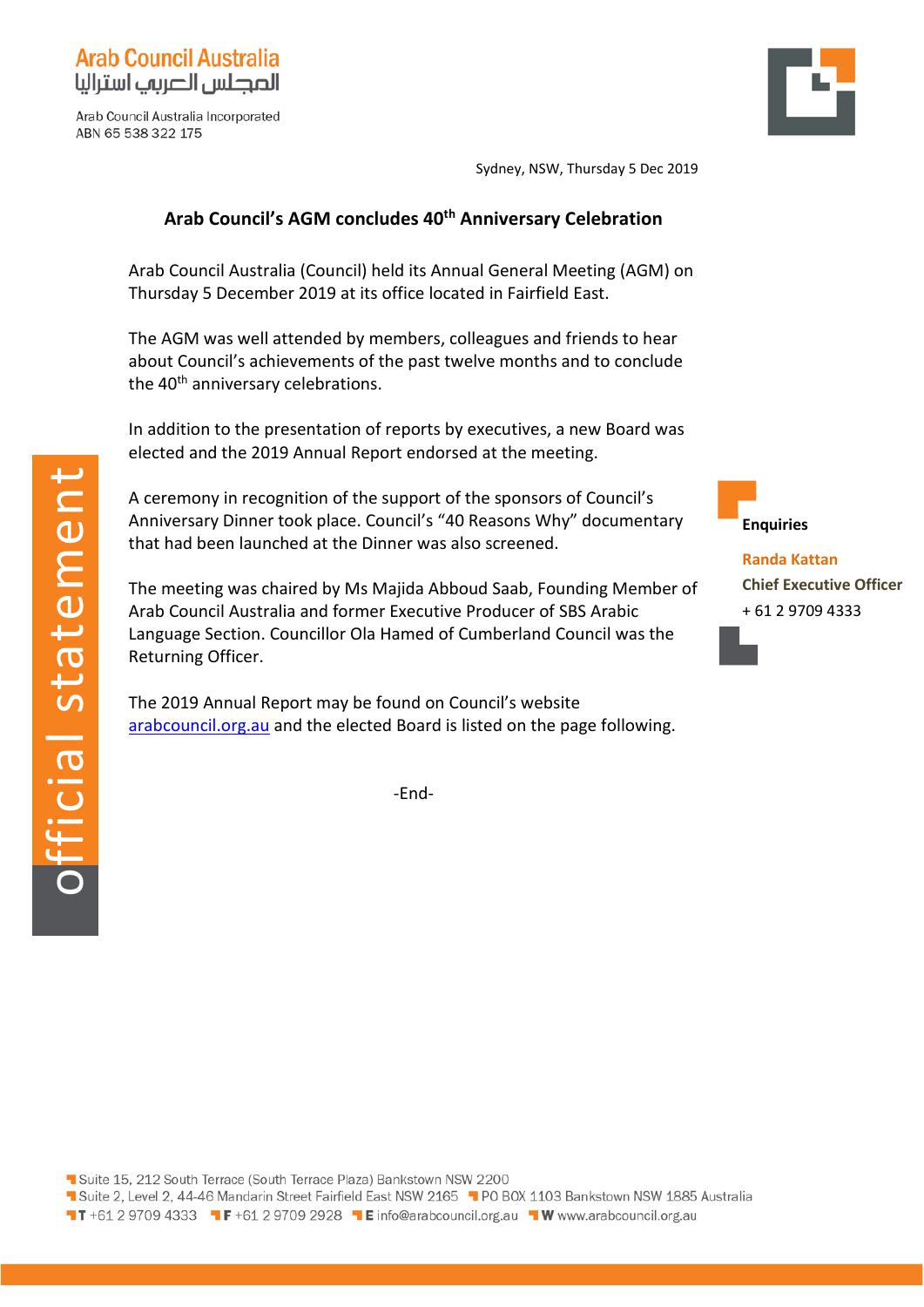Arab Council Australia
المجلس العربي استراليا

Arab Council Australia Incorporated
ABN 65 538 322 175

Sydney, NSW, Thursday 5 Dec 2019

# Arab Council's AGM concludes 40th Anniversary Celebration

Arab Council Australia (Council) held its Annual General Meeting (AGM) on Thursday 5 December 2019 at its office located in Fairfield East.

The AGM was well attended by members, colleagues and friends to hear about Council's achievements of the past twelve months and to conclude the 40th anniversary celebrations.

In addition to the presentation of reports by executives, a new Board was elected and the 2019 Annual Report endorsed at the meeting.

A ceremony in recognition of the support of the sponsors of Council's Anniversary Dinner took place. Council's "40 Reasons Why" documentary that had been launched at the Dinner was also screened.

The meeting was chaired by Ms Majida Abboud Saab, Founding Member of Arab Council Australia and former Executive Producer of SBS Arabic Language Section. Councillor Ola Hamed of Cumberland Council was the Returning Officer.

The 2019 Annual Report may be found on Council's website [arabcouncil.org.au](http://arabcouncil.org.au) and the elected Board is listed on the page following.

-End-

**Enquiries**

**Randa Kattan**
**Chief Executive Officer**
+ 61 2 9709 4333

official statement

Suite 15, 212 South Terrace (South Terrace Plaza) Bankstown NSW 2200
Suite 2, Level 2, 44-46 Mandarin Street Fairfield East NSW 2165 PO BOX 1103 Bankstown NSW 1885 Australia
**T** +61 2 9709 4333 **F** +61 2 9709 2928 **E** info@arabcouncil.org.au **W** www.arabcouncil.org.au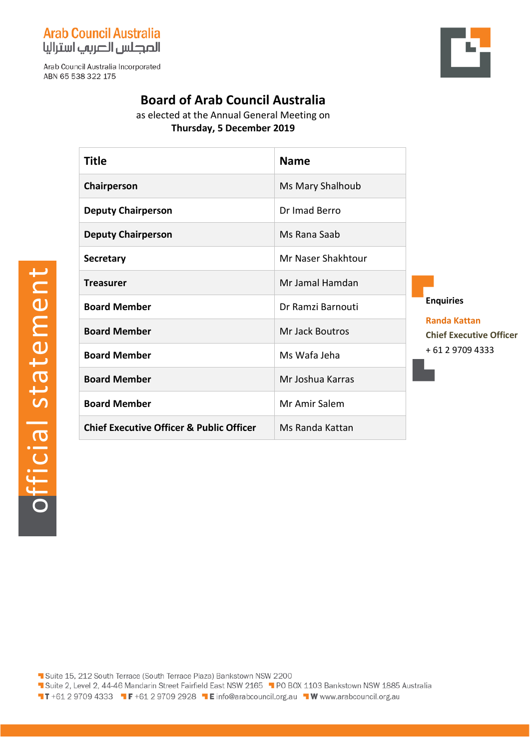Arab Council Australia
المجلس العربي استراليا

Arab Council Australia Incorporated
ABN 65 538 322 175

# Board of Arab Council Australia

as elected at the Annual General Meeting on
**Thursday, 5 December 2019**

| Title | Name |
|---|---|
| **Chairperson** | Ms Mary Shalhoub |
| **Deputy Chairperson** | Dr Imad Berro |
| **Deputy Chairperson** | Ms Rana Saab |
| **Secretary** | Mr Naser Shakhtour |
| **Treasurer** | Mr Jamal Hamdan |
| **Board Member** | Dr Ramzi Barnouti |
| **Board Member** | Mr Jack Boutros |
| **Board Member** | Ms Wafa Jeha |
| **Board Member** | Mr Joshua Karras |
| **Board Member** | Mr Amir Salem |
| **Chief Executive Officer & Public Officer** | Ms Randa Kattan |

**Enquiries**

**Randa Kattan**
**Chief Executive Officer**
+ 61 2 9709 4333

official statement

Suite 15, 212 South Terrace (South Terrace Plaza) Bankstown NSW 2200
Suite 2, Level 2, 44-46 Mandarin Street Fairfield East NSW 2165 PO BOX 1103 Bankstown NSW 1885 Australia
**T** +61 2 9709 4333 **F** +61 2 9709 2928 **E** info@arabcouncil.org.au **W** www.arabcouncil.org.au